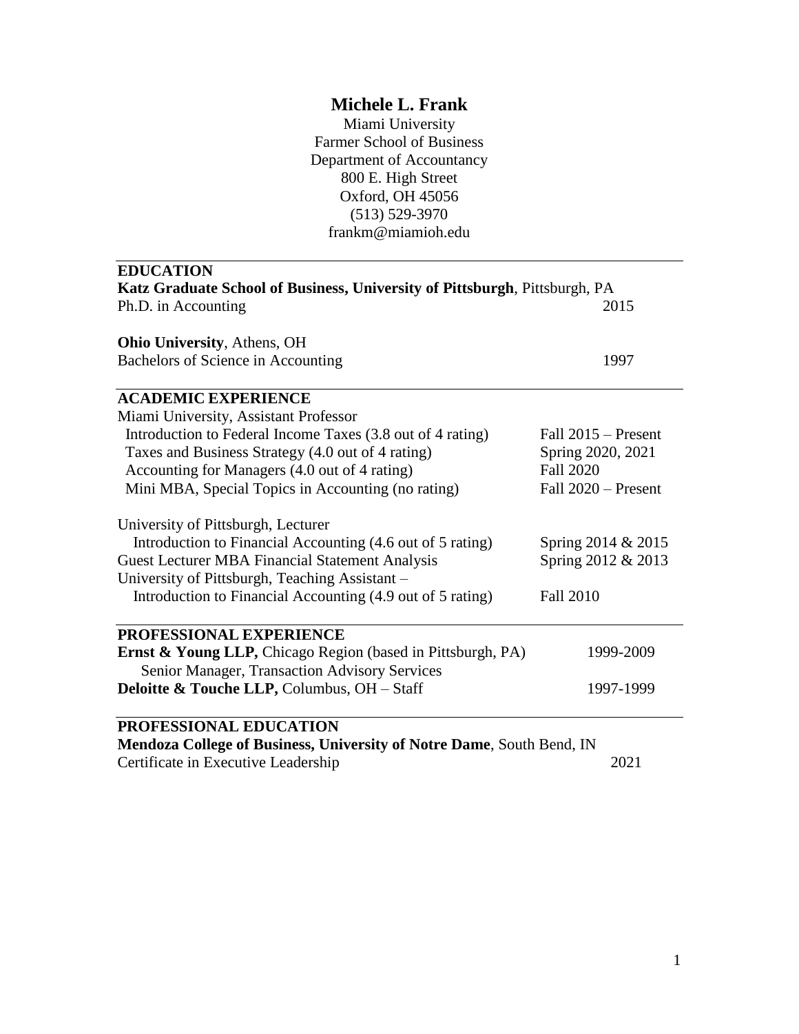# Michele L. Frank

Miami University
Farmer School of Business
Department of Accountancy
800 E. High Street
Oxford, OH 45056
(513) 529-3970
frankm@miamioh.edu

## EDUCATION

**Katz Graduate School of Business, University of Pittsburgh**, Pittsburgh, PA
Ph.D. in Accounting — 2015

**Ohio University**, Athens, OH
Bachelors of Science in Accounting — 1997

## ACADEMIC EXPERIENCE

Miami University, Assistant Professor

| | |
|---|---|
| Introduction to Federal Income Taxes (3.8 out of 4 rating) | Fall 2015 – Present |
| Taxes and Business Strategy (4.0 out of 4 rating) | Spring 2020, 2021 |
| Accounting for Managers (4.0 out of 4 rating) | Fall 2020 |
| Mini MBA, Special Topics in Accounting (no rating) | Fall 2020 – Present |

University of Pittsburgh, Lecturer

| | |
|---|---|
| Introduction to Financial Accounting (4.6 out of 5 rating) | Spring 2014 & 2015 |
| Guest Lecturer MBA Financial Statement Analysis | Spring 2012 & 2013 |

University of Pittsburgh, Teaching Assistant –

| | |
|---|---|
| Introduction to Financial Accounting (4.9 out of 5 rating) | Fall 2010 |

## PROFESSIONAL EXPERIENCE

**Ernst & Young LLP,** Chicago Region (based in Pittsburgh, PA) — 1999-2009
Senior Manager, Transaction Advisory Services

**Deloitte & Touche LLP,** Columbus, OH – Staff — 1997-1999

## PROFESSIONAL EDUCATION

**Mendoza College of Business, University of Notre Dame**, South Bend, IN
Certificate in Executive Leadership — 2021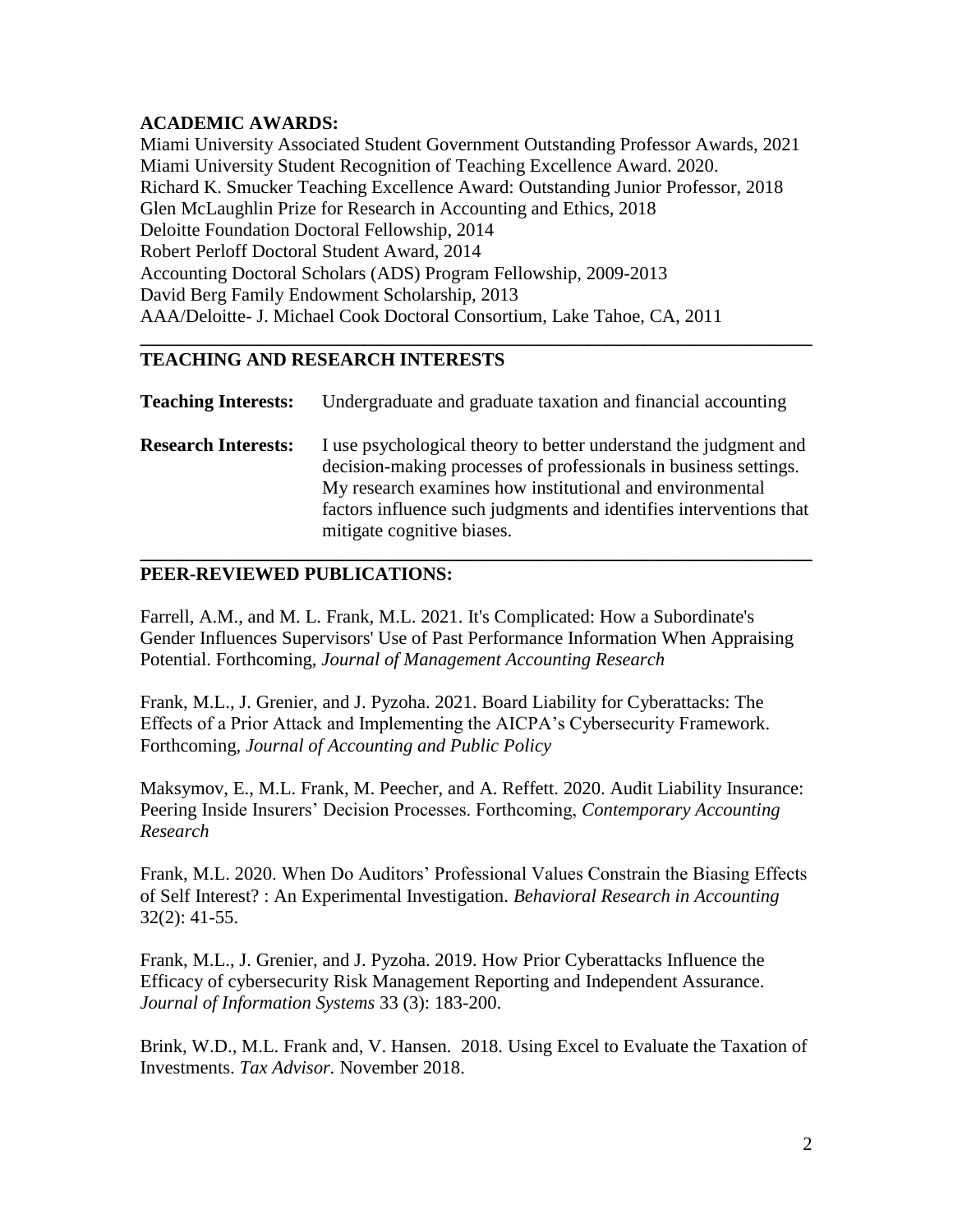## ACADEMIC AWARDS:

Miami University Associated Student Government Outstanding Professor Awards, 2021
Miami University Student Recognition of Teaching Excellence Award. 2020.
Richard K. Smucker Teaching Excellence Award: Outstanding Junior Professor, 2018
Glen McLaughlin Prize for Research in Accounting and Ethics, 2018
Deloitte Foundation Doctoral Fellowship, 2014
Robert Perloff Doctoral Student Award, 2014
Accounting Doctoral Scholars (ADS) Program Fellowship, 2009-2013
David Berg Family Endowment Scholarship, 2013
AAA/Deloitte- J. Michael Cook Doctoral Consortium, Lake Tahoe, CA, 2011

## TEACHING AND RESEARCH INTERESTS

**Teaching Interests:** Undergraduate and graduate taxation and financial accounting

**Research Interests:** I use psychological theory to better understand the judgment and decision-making processes of professionals in business settings. My research examines how institutional and environmental factors influence such judgments and identifies interventions that mitigate cognitive biases.

## PEER-REVIEWED PUBLICATIONS:

Farrell, A.M., and M. L. Frank, M.L. 2021. It's Complicated: How a Subordinate's Gender Influences Supervisors' Use of Past Performance Information When Appraising Potential. Forthcoming, *Journal of Management Accounting Research*

Frank, M.L., J. Grenier, and J. Pyzoha. 2021. Board Liability for Cyberattacks: The Effects of a Prior Attack and Implementing the AICPA's Cybersecurity Framework. Forthcoming, *Journal of Accounting and Public Policy*

Maksymov, E., M.L. Frank, M. Peecher, and A. Reffett. 2020. Audit Liability Insurance: Peering Inside Insurers' Decision Processes. Forthcoming, *Contemporary Accounting Research*

Frank, M.L. 2020. When Do Auditors' Professional Values Constrain the Biasing Effects of Self Interest? : An Experimental Investigation. *Behavioral Research in Accounting* 32(2): 41-55.

Frank, M.L., J. Grenier, and J. Pyzoha. 2019. How Prior Cyberattacks Influence the Efficacy of cybersecurity Risk Management Reporting and Independent Assurance. *Journal of Information Systems* 33 (3): 183-200.

Brink, W.D., M.L. Frank and, V. Hansen. 2018. Using Excel to Evaluate the Taxation of Investments. *Tax Advisor.* November 2018.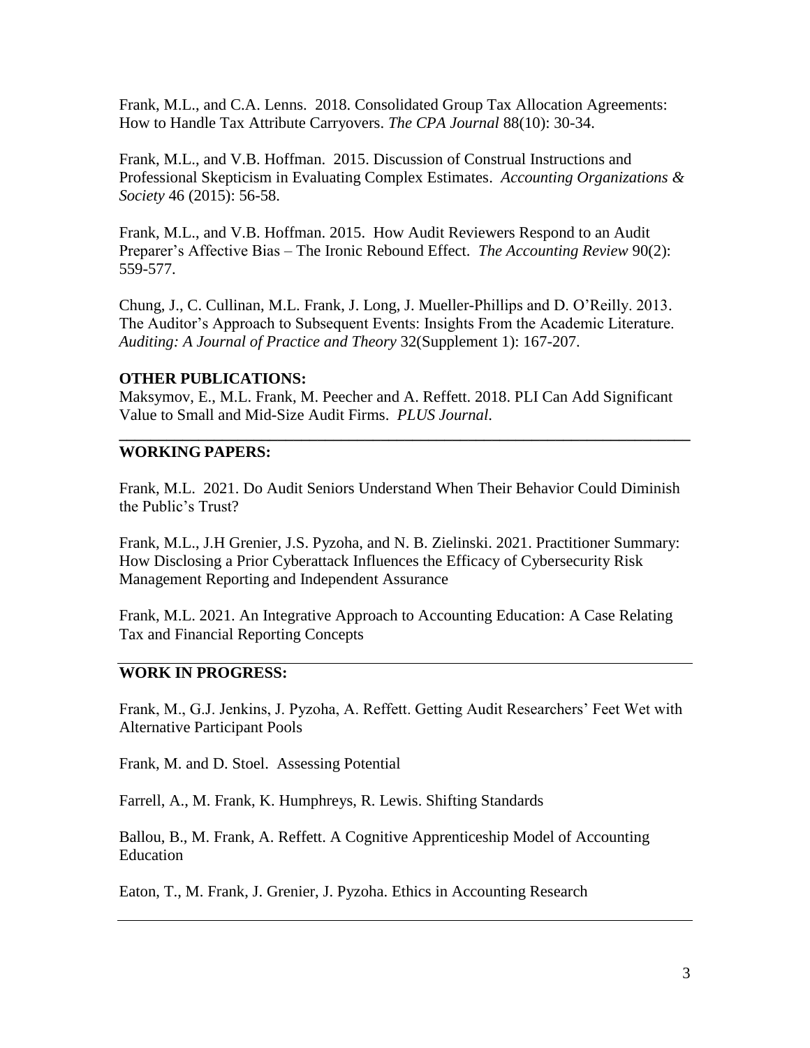Frank, M.L., and C.A. Lenns. 2018. Consolidated Group Tax Allocation Agreements: How to Handle Tax Attribute Carryovers. *The CPA Journal* 88(10): 30-34.

Frank, M.L., and V.B. Hoffman. 2015. Discussion of Construal Instructions and Professional Skepticism in Evaluating Complex Estimates. *Accounting Organizations & Society* 46 (2015): 56-58.

Frank, M.L., and V.B. Hoffman. 2015. How Audit Reviewers Respond to an Audit Preparer's Affective Bias – The Ironic Rebound Effect. *The Accounting Review* 90(2): 559-577.

Chung, J., C. Cullinan, M.L. Frank, J. Long, J. Mueller-Phillips and D. O'Reilly. 2013. The Auditor's Approach to Subsequent Events: Insights From the Academic Literature. *Auditing: A Journal of Practice and Theory* 32(Supplement 1): 167-207.

**OTHER PUBLICATIONS:**

Maksymov, E., M.L. Frank, M. Peecher and A. Reffett. 2018. PLI Can Add Significant Value to Small and Mid-Size Audit Firms. *PLUS Journal*.

---

**WORKING PAPERS:**

Frank, M.L. 2021. Do Audit Seniors Understand When Their Behavior Could Diminish the Public's Trust?

Frank, M.L., J.H Grenier, J.S. Pyzoha, and N. B. Zielinski. 2021. Practitioner Summary: How Disclosing a Prior Cyberattack Influences the Efficacy of Cybersecurity Risk Management Reporting and Independent Assurance

Frank, M.L. 2021. An Integrative Approach to Accounting Education: A Case Relating Tax and Financial Reporting Concepts

---

**WORK IN PROGRESS:**

Frank, M., G.J. Jenkins, J. Pyzoha, A. Reffett. Getting Audit Researchers' Feet Wet with Alternative Participant Pools

Frank, M. and D. Stoel. Assessing Potential

Farrell, A., M. Frank, K. Humphreys, R. Lewis. Shifting Standards

Ballou, B., M. Frank, A. Reffett. A Cognitive Apprenticeship Model of Accounting Education

Eaton, T., M. Frank, J. Grenier, J. Pyzoha. Ethics in Accounting Research

---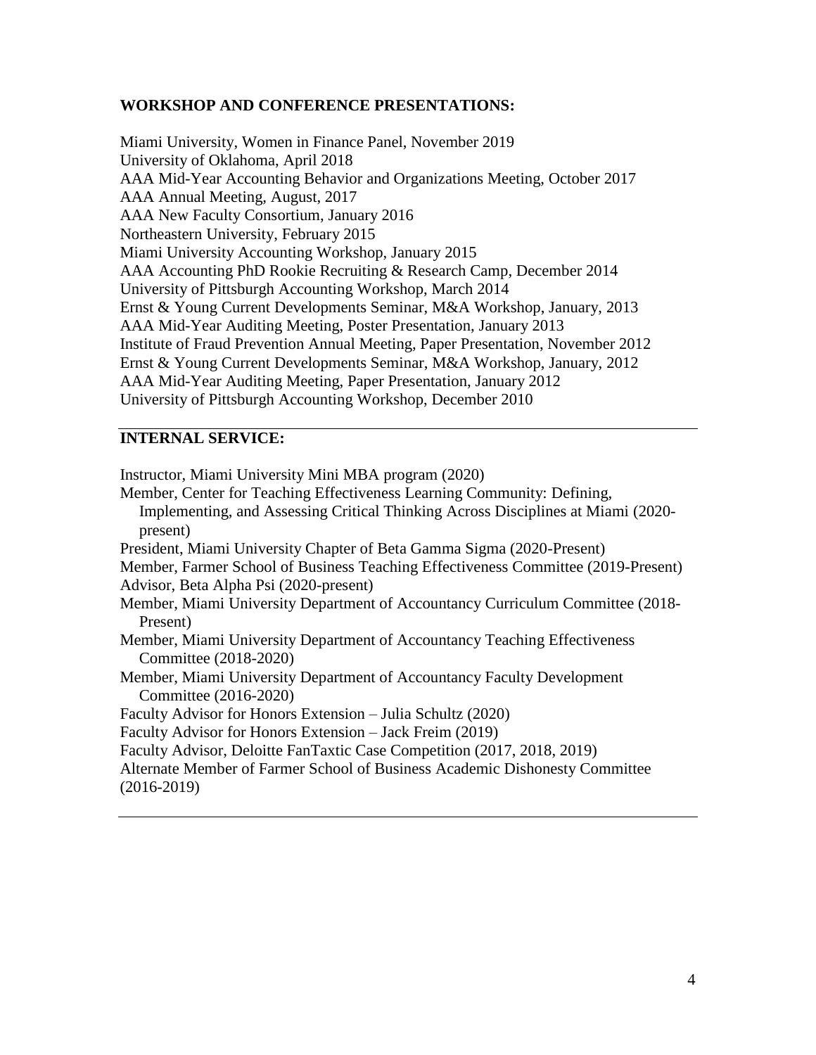**WORKSHOP AND CONFERENCE PRESENTATIONS:**

Miami University, Women in Finance Panel, November 2019
University of Oklahoma, April 2018
AAA Mid-Year Accounting Behavior and Organizations Meeting, October 2017
AAA Annual Meeting, August, 2017
AAA New Faculty Consortium, January 2016
Northeastern University, February 2015
Miami University Accounting Workshop, January 2015
AAA Accounting PhD Rookie Recruiting & Research Camp, December 2014
University of Pittsburgh Accounting Workshop, March 2014
Ernst & Young Current Developments Seminar, M&A Workshop, January, 2013
AAA Mid-Year Auditing Meeting, Poster Presentation, January 2013
Institute of Fraud Prevention Annual Meeting, Paper Presentation, November 2012
Ernst & Young Current Developments Seminar, M&A Workshop, January, 2012
AAA Mid-Year Auditing Meeting, Paper Presentation, January 2012
University of Pittsburgh Accounting Workshop, December 2010

**INTERNAL SERVICE:**

Instructor, Miami University Mini MBA program (2020)
Member, Center for Teaching Effectiveness Learning Community: Defining, Implementing, and Assessing Critical Thinking Across Disciplines at Miami (2020-present)
President, Miami University Chapter of Beta Gamma Sigma (2020-Present)
Member, Farmer School of Business Teaching Effectiveness Committee (2019-Present)
Advisor, Beta Alpha Psi (2020-present)
Member, Miami University Department of Accountancy Curriculum Committee (2018-Present)
Member, Miami University Department of Accountancy Teaching Effectiveness Committee (2018-2020)
Member, Miami University Department of Accountancy Faculty Development Committee (2016-2020)
Faculty Advisor for Honors Extension – Julia Schultz (2020)
Faculty Advisor for Honors Extension – Jack Freim (2019)
Faculty Advisor, Deloitte FanTaxtic Case Competition (2017, 2018, 2019)
Alternate Member of Farmer School of Business Academic Dishonesty Committee (2016-2019)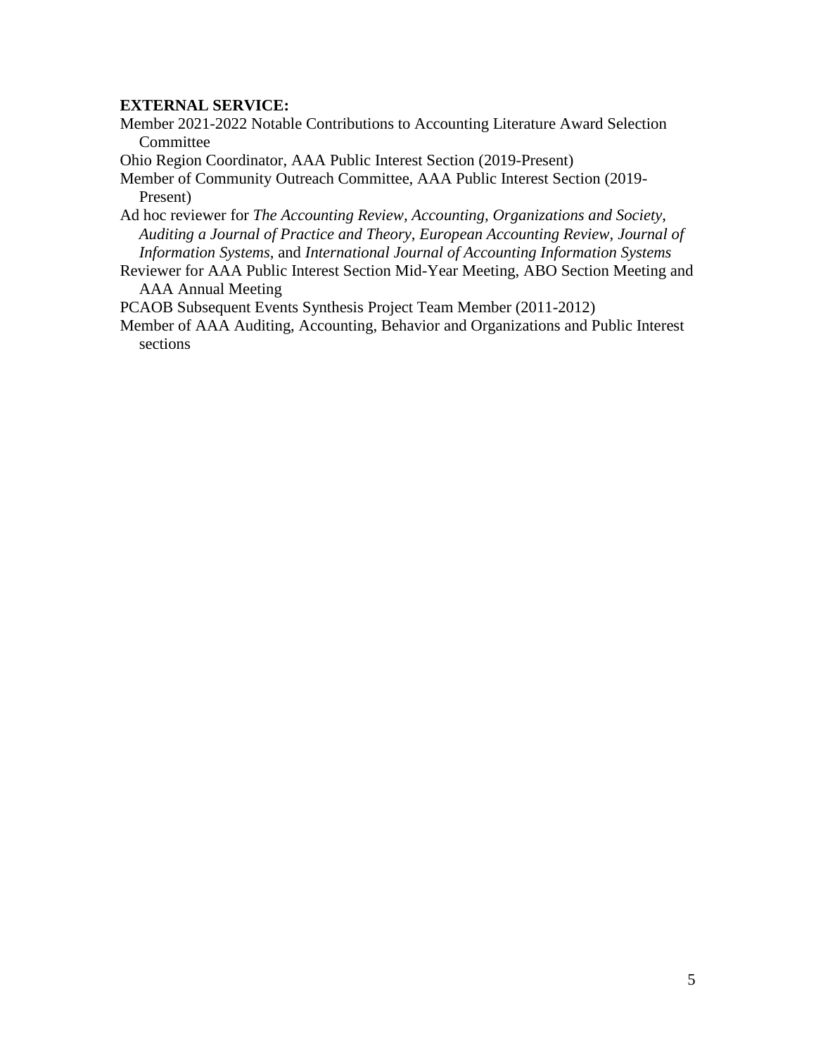**EXTERNAL SERVICE:**

Member 2021-2022 Notable Contributions to Accounting Literature Award Selection Committee

Ohio Region Coordinator, AAA Public Interest Section (2019-Present)

Member of Community Outreach Committee, AAA Public Interest Section (2019-Present)

Ad hoc reviewer for *The Accounting Review*, *Accounting, Organizations and Society*, *Auditing a Journal of Practice and Theory*, *European Accounting Review*, *Journal of Information Systems*, and *International Journal of Accounting Information Systems*

Reviewer for AAA Public Interest Section Mid-Year Meeting, ABO Section Meeting and AAA Annual Meeting

PCAOB Subsequent Events Synthesis Project Team Member (2011-2012)

Member of AAA Auditing, Accounting, Behavior and Organizations and Public Interest sections